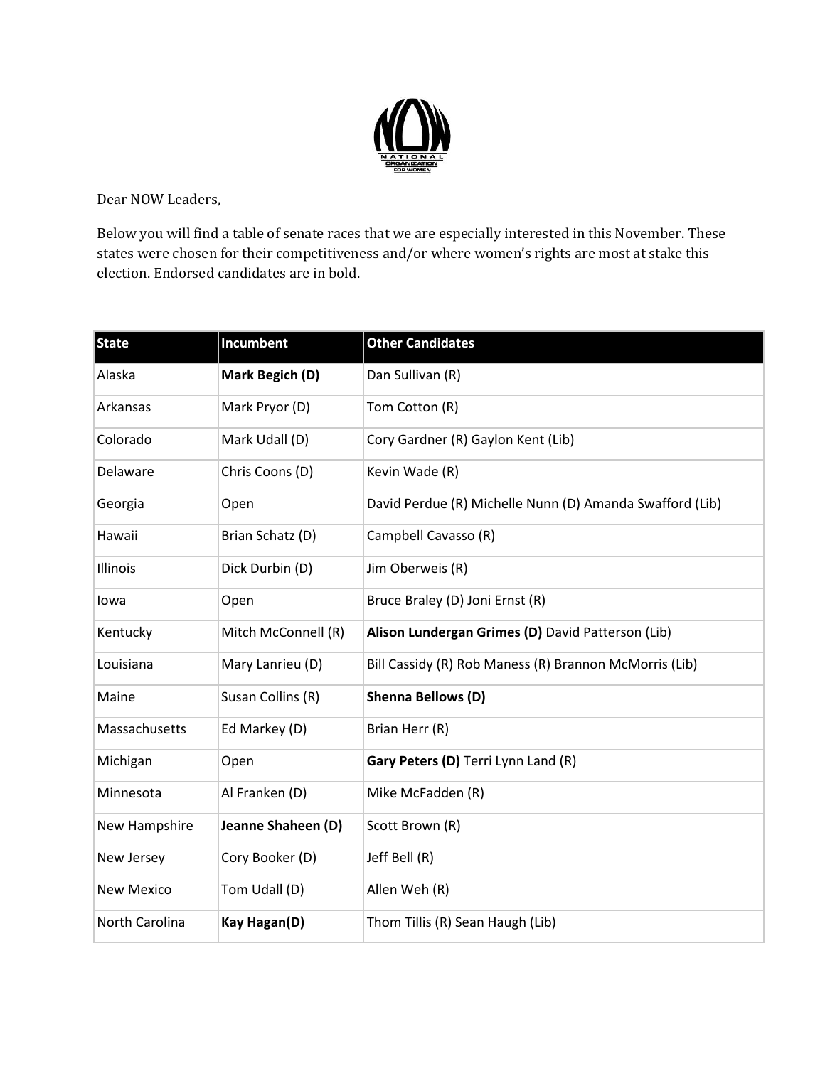NATIONAL ORGANIZATION FOR WOMEN

Dear NOW Leaders,

Below you will find a table of senate races that we are especially interested in this November. These states were chosen for their competitiveness and/or where women's rights are most at stake this election. Endorsed candidates are in bold.

| State | Incumbent | Other Candidates |
|---|---|---|
| Alaska | **Mark Begich (D)** | Dan Sullivan (R) |
| Arkansas | Mark Pryor (D) | Tom Cotton (R) |
| Colorado | Mark Udall (D) | Cory Gardner (R) Gaylon Kent (Lib) |
| Delaware | Chris Coons (D) | Kevin Wade (R) |
| Georgia | Open | David Perdue (R) Michelle Nunn (D) Amanda Swafford (Lib) |
| Hawaii | Brian Schatz (D) | Campbell Cavasso (R) |
| Illinois | Dick Durbin (D) | Jim Oberweis (R) |
| Iowa | Open | Bruce Braley (D) Joni Ernst (R) |
| Kentucky | Mitch McConnell (R) | **Alison Lundergan Grimes (D)** David Patterson (Lib) |
| Louisiana | Mary Lanrieu (D) | Bill Cassidy (R) Rob Maness (R) Brannon McMorris (Lib) |
| Maine | Susan Collins (R) | **Shenna Bellows (D)** |
| Massachusetts | Ed Markey (D) | Brian Herr (R) |
| Michigan | Open | **Gary Peters (D)** Terri Lynn Land (R) |
| Minnesota | Al Franken (D) | Mike McFadden (R) |
| New Hampshire | **Jeanne Shaheen (D)** | Scott Brown (R) |
| New Jersey | Cory Booker (D) | Jeff Bell (R) |
| New Mexico | Tom Udall (D) | Allen Weh (R) |
| North Carolina | **Kay Hagan(D)** | Thom Tillis (R) Sean Haugh (Lib) |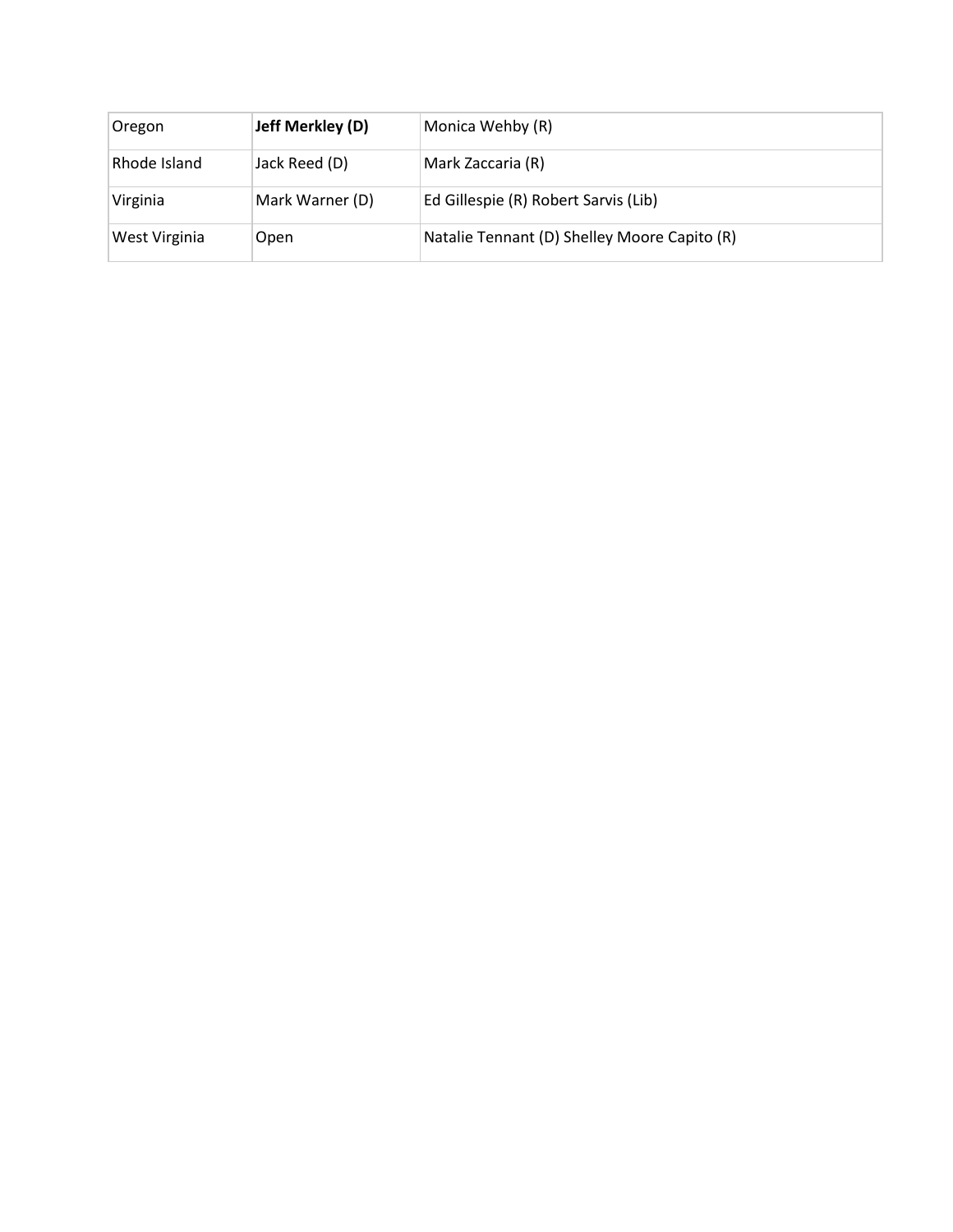| | | |
|---|---|---|
| Oregon | **Jeff Merkley (D)** | Monica Wehby (R) |
| Rhode Island | Jack Reed (D) | Mark Zaccaria (R) |
| Virginia | Mark Warner (D) | Ed Gillespie (R) Robert Sarvis (Lib) |
| West Virginia | Open | Natalie Tennant (D) Shelley Moore Capito (R) |